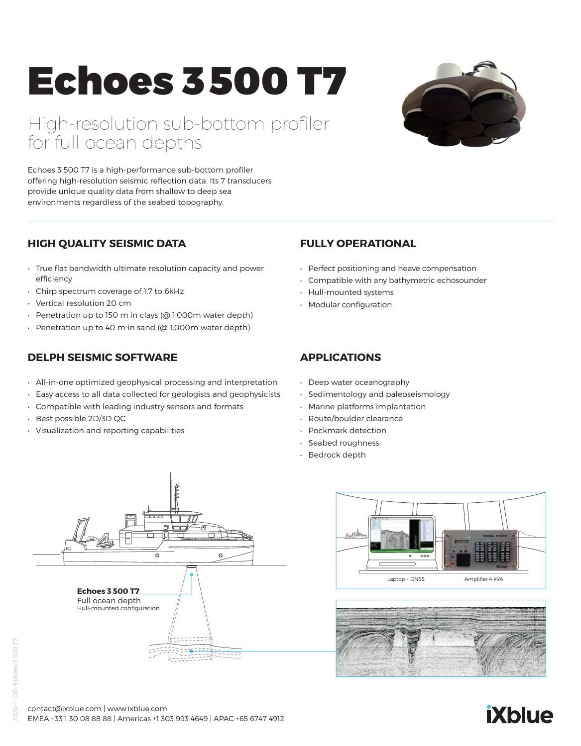# Echoes 3 500 T7

## High-resolution sub-bottom profiler for full ocean depths

Echoes 3 500 T7 is a high-performance sub-bottom profiler offering high-resolution seismic reflection data. Its 7 transducers provide unique quality data from shallow to deep sea environments regardless of the seabed topography.

### HIGH QUALITY SEISMIC DATA

- True flat bandwidth ultimate resolution capacity and power efficiency
- Chirp spectrum coverage of 1.7 to 6kHz
- Vertical resolution 20 cm
- Penetration up to 150 m in clays (@ 1,000m water depth)
- Penetration up to 40 m in sand (@ 1,000m water depth)

### DELPH SEISMIC SOFTWARE

- All-in-one optimized geophysical processing and interpretation
- Easy access to all data collected for geologists and geophysicists
- Compatible with leading industry sensors and formats
- Best possible 2D/3D QC
- Visualization and reporting capabilities

### FULLY OPERATIONAL

- Perfect positioning and heave compensation
- Compatible with any bathymetric echosounder
- Hull-mounted systems
- Modular configuration

### APPLICATIONS

- Deep water oceanography
- Sedimentology and paleoseismology
- Marine platforms implantation
- Route/boulder clearance
- Pockmark detection
- Seabed roughness
- Bedrock depth

**Echoes 3 500 T7**
Full ocean depth
Hull-mounted configuration

Laptop + GNSS

Amplifier 4 kVA

contact@ixblue.com | www.ixblue.com
EMEA +33 1 30 08 88 88 | Americas +1 303 993 4649 | APAC +65 6747 4912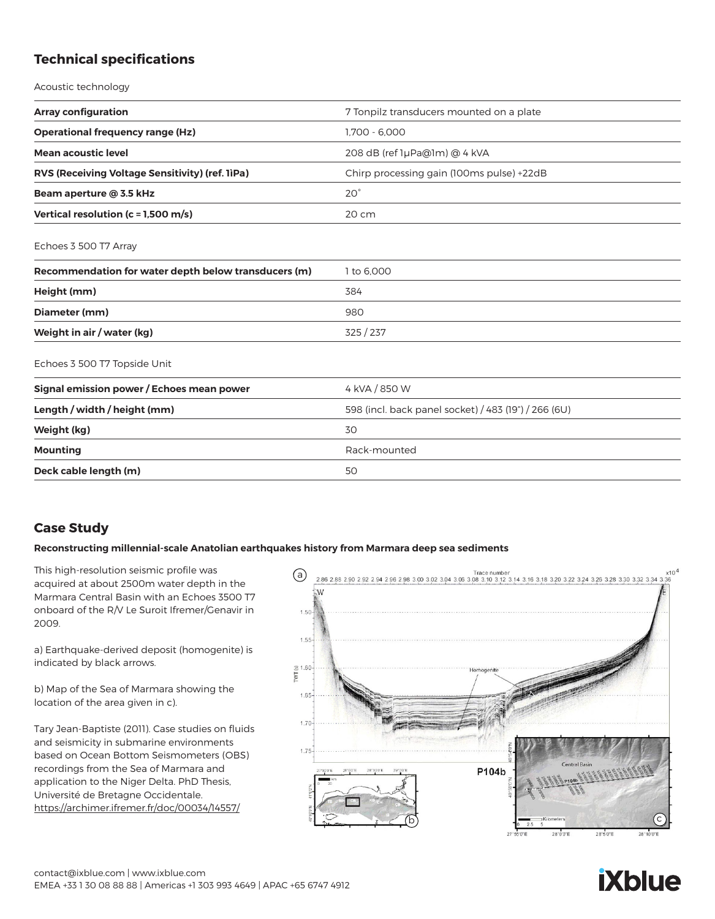## Technical specifications

Acoustic technology

| | |
|---|---|
| **Array configuration** | 7 Tonpilz transducers mounted on a plate |
| **Operational frequency range (Hz)** | 1,700 - 6,000 |
| **Mean acoustic level** | 208 dB (ref 1µPa@1m) @ 4 kVA |
| **RVS (Receiving Voltage Sensitivity) (ref. 1iPa)** | Chirp processing gain (100ms pulse) +22dB |
| **Beam aperture @ 3.5 kHz** | 20° |
| **Vertical resolution (c = 1,500 m/s)** | 20 cm |

Echoes 3 500 T7 Array

| | |
|---|---|
| **Recommendation for water depth below transducers (m)** | 1 to 6,000 |
| **Height (mm)** | 384 |
| **Diameter (mm)** | 980 |
| **Weight in air / water (kg)** | 325 / 237 |

Echoes 3 500 T7 Topside Unit

| | |
|---|---|
| **Signal emission power / Echoes mean power** | 4 kVA / 850 W |
| **Length / width / height (mm)** | 598 (incl. back panel socket) / 483 (19") / 266 (6U) |
| **Weight (kg)** | 30 |
| **Mounting** | Rack-mounted |
| **Deck cable length (m)** | 50 |

## Case Study

**Reconstructing millennial-scale Anatolian earthquakes history from Marmara deep sea sediments**

This high-resolution seismic profile was acquired at about 2500m water depth in the Marmara Central Basin with an Echoes 3500 T7 onboard of the R/V Le Suroit Ifremer/Genavir in 2009.

a) Earthquake-derived deposit (homogenite) is indicated by black arrows.

b) Map of the Sea of Marmara showing the location of the area given in c).

Tary Jean-Baptiste (2011). Case studies on fluids and seismicity in submarine environments based on Ocean Bottom Seismometers (OBS) recordings from the Sea of Marmara and application to the Niger Delta. PhD Thesis, Université de Bretagne Occidentale. https://archimer.ifremer.fr/doc/00034/14557/

a

Trace number

x10⁴

2.86 2.88 2.90 2.92 2.94 2.96 2.98 3.00 3.02 3.04 3.06 3.08 3.10 3.12 3.14 3.16 3.18 3.20 3.22 3.24 3.26 3.28 3.30 3.32 3.34 3.36

W

E

TWT (s)

1.50

1.55

1.60

1.65

1.70

1.75

Homogenite

P104b

Central Basin

Kilometers

b

c

contact@ixblue.com | www.ixblue.com
EMEA +33 1 30 08 88 88 | Americas +1 303 993 4649 | APAC +65 6747 4912

iXblue